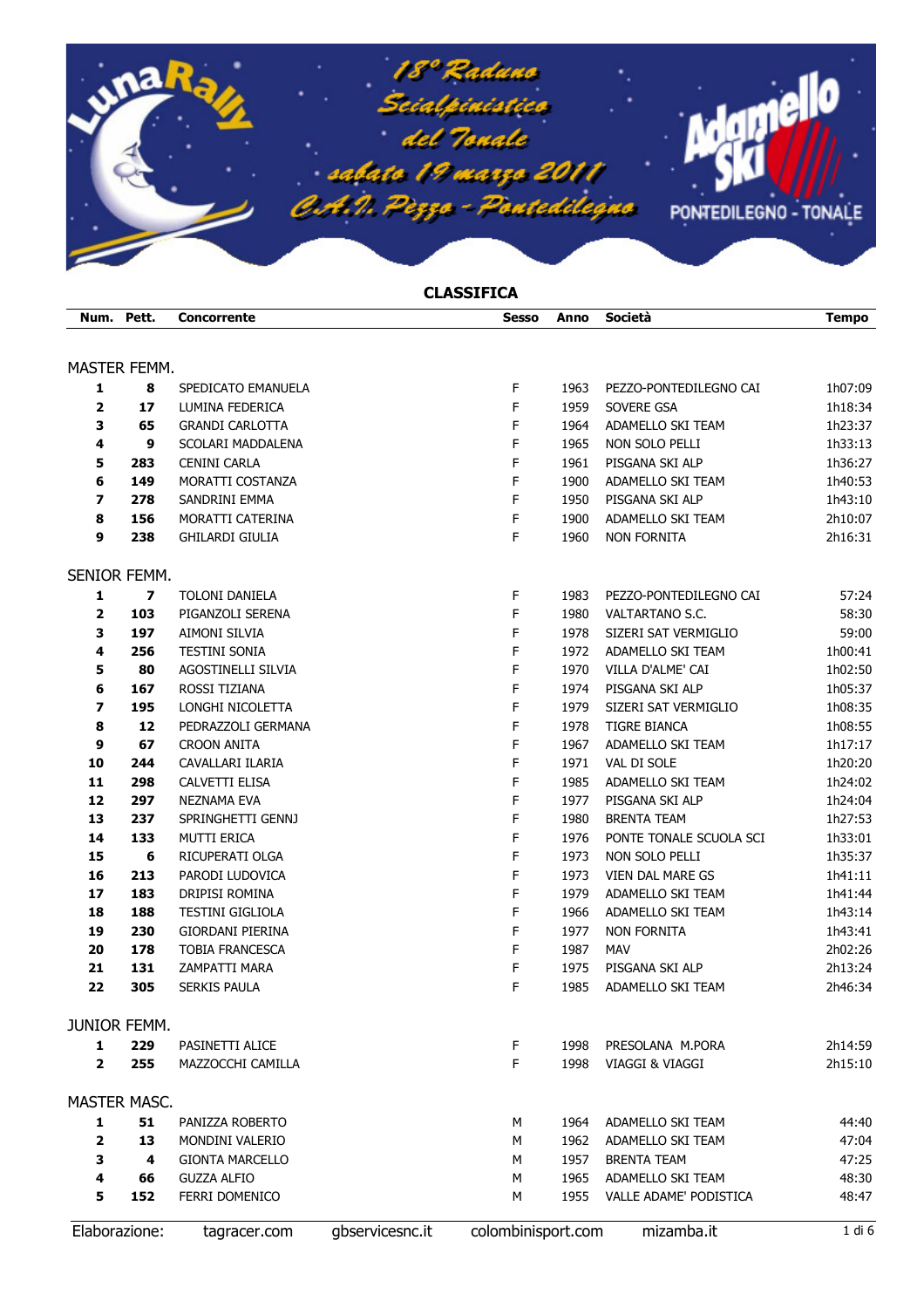18° Raduno Scialpinistico del Tonale

sabato 19 marzo 2011

C.A.I. Pezzo - Pontedilegno

LunaRally — Adamello Ski PONTEDILEGNO - TONALE

## CLASSIFICA

| Num. | Pett. | Concorrente | Sesso | Anno | Società | Tempo |
|---|---|---|---|---|---|---|
| **MASTER FEMM.** | | | | | | |
| **1** | **8** | SPEDICATO EMANUELA | F | 1963 | PEZZO-PONTEDILEGNO CAI | 1h07:09 |
| **2** | **17** | LUMINA FEDERICA | F | 1959 | SOVERE GSA | 1h18:34 |
| **3** | **65** | GRANDI CARLOTTA | F | 1964 | ADAMELLO SKI TEAM | 1h23:37 |
| **4** | **9** | SCOLARI MADDALENA | F | 1965 | NON SOLO PELLI | 1h33:13 |
| **5** | **283** | CENINI CARLA | F | 1961 | PISGANA SKI ALP | 1h36:27 |
| **6** | **149** | MORATTI COSTANZA | F | 1900 | ADAMELLO SKI TEAM | 1h40:53 |
| **7** | **278** | SANDRINI EMMA | F | 1950 | PISGANA SKI ALP | 1h43:10 |
| **8** | **156** | MORATTI CATERINA | F | 1900 | ADAMELLO SKI TEAM | 2h10:07 |
| **9** | **238** | GHILARDI GIULIA | F | 1960 | NON FORNITA | 2h16:31 |
| **SENIOR FEMM.** | | | | | | |
| **1** | **7** | TOLONI DANIELA | F | 1983 | PEZZO-PONTEDILEGNO CAI | 57:24 |
| **2** | **103** | PIGANZOLI SERENA | F | 1980 | VALTARTANO S.C. | 58:30 |
| **3** | **197** | AIMONI SILVIA | F | 1978 | SIZERI SAT VERMIGLIO | 59:00 |
| **4** | **256** | TESTINI SONIA | F | 1972 | ADAMELLO SKI TEAM | 1h00:41 |
| **5** | **80** | AGOSTINELLI SILVIA | F | 1970 | VILLA D'ALME' CAI | 1h02:50 |
| **6** | **167** | ROSSI TIZIANA | F | 1974 | PISGANA SKI ALP | 1h05:37 |
| **7** | **195** | LONGHI NICOLETTA | F | 1979 | SIZERI SAT VERMIGLIO | 1h08:35 |
| **8** | **12** | PEDRAZZOLI GERMANA | F | 1978 | TIGRE BIANCA | 1h08:55 |
| **9** | **67** | CROON ANITA | F | 1967 | ADAMELLO SKI TEAM | 1h17:17 |
| **10** | **244** | CAVALLARI ILARIA | F | 1971 | VAL DI SOLE | 1h20:20 |
| **11** | **298** | CALVETTI ELISA | F | 1985 | ADAMELLO SKI TEAM | 1h24:02 |
| **12** | **297** | NEZNAMA EVA | F | 1977 | PISGANA SKI ALP | 1h24:04 |
| **13** | **237** | SPRINGHETTI GENNJ | F | 1980 | BRENTA TEAM | 1h27:53 |
| **14** | **133** | MUTTI ERICA | F | 1976 | PONTE TONALE SCUOLA SCI | 1h33:01 |
| **15** | **6** | RICUPERATI OLGA | F | 1973 | NON SOLO PELLI | 1h35:37 |
| **16** | **213** | PARODI LUDOVICA | F | 1973 | VIEN DAL MARE GS | 1h41:11 |
| **17** | **183** | DRIPISI ROMINA | F | 1979 | ADAMELLO SKI TEAM | 1h41:44 |
| **18** | **188** | TESTINI GIGLIOLA | F | 1966 | ADAMELLO SKI TEAM | 1h43:14 |
| **19** | **230** | GIORDANI PIERINA | F | 1977 | NON FORNITA | 1h43:41 |
| **20** | **178** | TOBIA FRANCESCA | F | 1987 | MAV | 2h02:26 |
| **21** | **131** | ZAMPATTI MARA | F | 1975 | PISGANA SKI ALP | 2h13:24 |
| **22** | **305** | SERKIS PAULA | F | 1985 | ADAMELLO SKI TEAM | 2h46:34 |
| **JUNIOR FEMM.** | | | | | | |
| **1** | **229** | PASINETTI ALICE | F | 1998 | PRESOLANA M.PORA | 2h14:59 |
| **2** | **255** | MAZZOCCHI CAMILLA | F | 1998 | VIAGGI & VIAGGI | 2h15:10 |
| **MASTER MASC.** | | | | | | |
| **1** | **51** | PANIZZA ROBERTO | M | 1964 | ADAMELLO SKI TEAM | 44:40 |
| **2** | **13** | MONDINI VALERIO | M | 1962 | ADAMELLO SKI TEAM | 47:04 |
| **3** | **4** | GIONTA MARCELLO | M | 1957 | BRENTA TEAM | 47:25 |
| **4** | **66** | GUZZA ALFIO | M | 1965 | ADAMELLO SKI TEAM | 48:30 |
| **5** | **152** | FERRI DOMENICO | M | 1955 | VALLE ADAME' PODISTICA | 48:47 |

Elaborazione: tagracer.com gbservicesnc.it colombinisport.com mizamba.it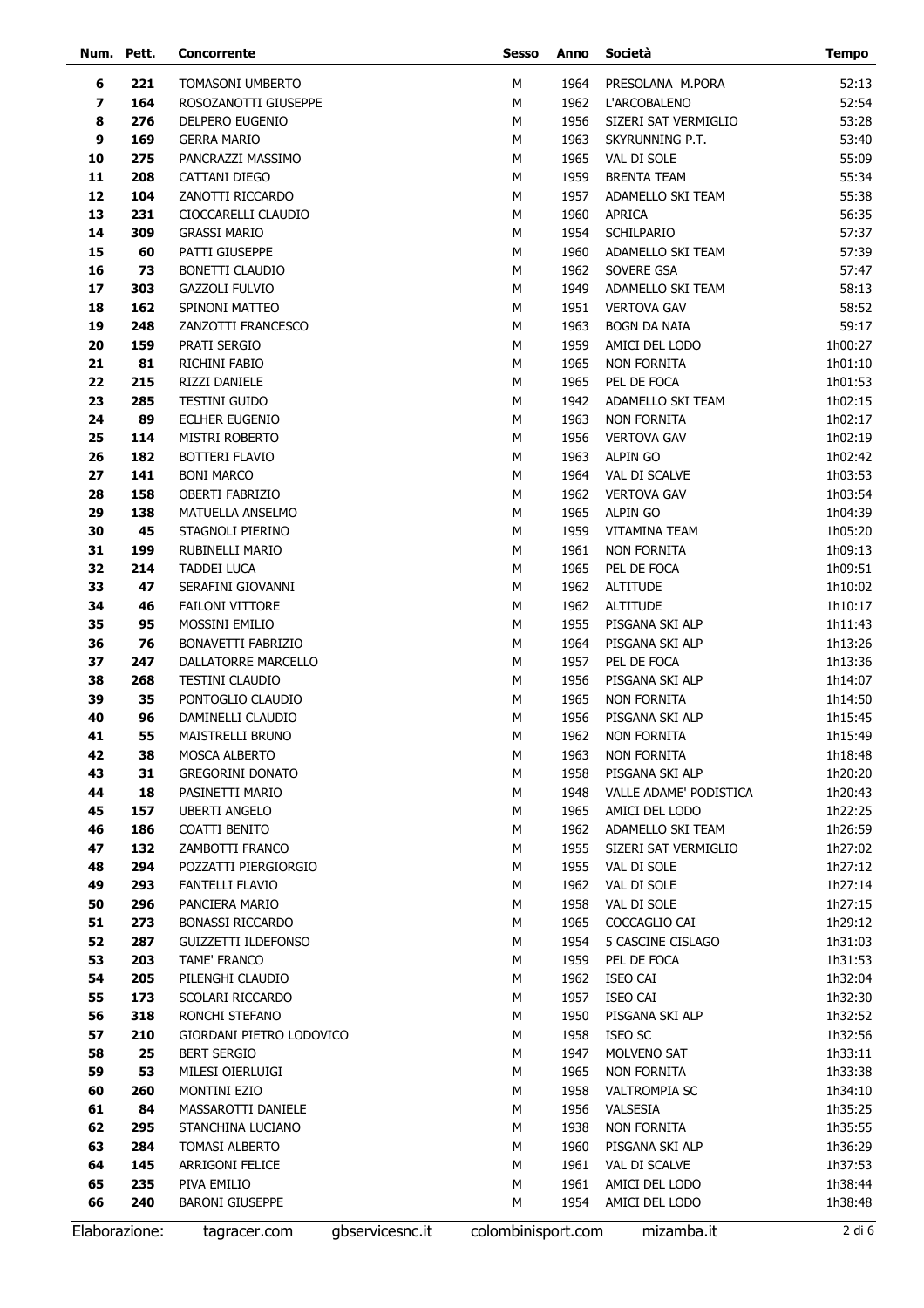| Num. | Pett. | Concorrente | Sesso | Anno | Società | Tempo |
|---|---|---|---|---|---|---|
| 6 | 221 | TOMASONI UMBERTO | M | 1964 | PRESOLANA M.PORA | 52:13 |
| 7 | 164 | ROSOZANOTTI GIUSEPPE | M | 1962 | L'ARCOBALENO | 52:54 |
| 8 | 276 | DELPERO EUGENIO | M | 1956 | SIZERI SAT VERMIGLIO | 53:28 |
| 9 | 169 | GERRA MARIO | M | 1963 | SKYRUNNING P.T. | 53:40 |
| 10 | 275 | PANCRAZZI MASSIMO | M | 1965 | VAL DI SOLE | 55:09 |
| 11 | 208 | CATTANI DIEGO | M | 1959 | BRENTA TEAM | 55:34 |
| 12 | 104 | ZANOTTI RICCARDO | M | 1957 | ADAMELLO SKI TEAM | 55:38 |
| 13 | 231 | CIOCCARELLI CLAUDIO | M | 1960 | APRICA | 56:35 |
| 14 | 309 | GRASSI MARIO | M | 1954 | SCHILPARIO | 57:37 |
| 15 | 60 | PATTI GIUSEPPE | M | 1960 | ADAMELLO SKI TEAM | 57:39 |
| 16 | 73 | BONETTI CLAUDIO | M | 1962 | SOVERE GSA | 57:47 |
| 17 | 303 | GAZZOLI FULVIO | M | 1949 | ADAMELLO SKI TEAM | 58:13 |
| 18 | 162 | SPINONI MATTEO | M | 1951 | VERTOVA GAV | 58:52 |
| 19 | 248 | ZANZOTTI FRANCESCO | M | 1963 | BOGN DA NAIA | 59:17 |
| 20 | 159 | PRATI SERGIO | M | 1959 | AMICI DEL LODO | 1h00:27 |
| 21 | 81 | RICHINI FABIO | M | 1965 | NON FORNITA | 1h01:10 |
| 22 | 215 | RIZZI DANIELE | M | 1965 | PEL DE FOCA | 1h01:53 |
| 23 | 285 | TESTINI GUIDO | M | 1942 | ADAMELLO SKI TEAM | 1h02:15 |
| 24 | 89 | ECLHER EUGENIO | M | 1963 | NON FORNITA | 1h02:17 |
| 25 | 114 | MISTRI ROBERTO | M | 1956 | VERTOVA GAV | 1h02:19 |
| 26 | 182 | BOTTERI FLAVIO | M | 1963 | ALPIN GO | 1h02:42 |
| 27 | 141 | BONI MARCO | M | 1964 | VAL DI SCALVE | 1h03:53 |
| 28 | 158 | OBERTI FABRIZIO | M | 1962 | VERTOVA GAV | 1h03:54 |
| 29 | 138 | MATUELLA ANSELMO | M | 1965 | ALPIN GO | 1h04:39 |
| 30 | 45 | STAGNOLI PIERINO | M | 1959 | VITAMINA TEAM | 1h05:20 |
| 31 | 199 | RUBINELLI MARIO | M | 1961 | NON FORNITA | 1h09:13 |
| 32 | 214 | TADDEI LUCA | M | 1965 | PEL DE FOCA | 1h09:51 |
| 33 | 47 | SERAFINI GIOVANNI | M | 1962 | ALTITUDE | 1h10:02 |
| 34 | 46 | FAILONI VITTORE | M | 1962 | ALTITUDE | 1h10:17 |
| 35 | 95 | MOSSINI EMILIO | M | 1955 | PISGANA SKI ALP | 1h11:43 |
| 36 | 76 | BONAVETTI FABRIZIO | M | 1964 | PISGANA SKI ALP | 1h13:26 |
| 37 | 247 | DALLATORRE MARCELLO | M | 1957 | PEL DE FOCA | 1h13:36 |
| 38 | 268 | TESTINI CLAUDIO | M | 1956 | PISGANA SKI ALP | 1h14:07 |
| 39 | 35 | PONTOGLIO CLAUDIO | M | 1965 | NON FORNITA | 1h14:50 |
| 40 | 96 | DAMINELLI CLAUDIO | M | 1956 | PISGANA SKI ALP | 1h15:45 |
| 41 | 55 | MAISTRELLI BRUNO | M | 1962 | NON FORNITA | 1h15:49 |
| 42 | 38 | MOSCA ALBERTO | M | 1963 | NON FORNITA | 1h18:48 |
| 43 | 31 | GREGORINI DONATO | M | 1958 | PISGANA SKI ALP | 1h20:20 |
| 44 | 18 | PASINETTI MARIO | M | 1948 | VALLE ADAME' PODISTICA | 1h20:43 |
| 45 | 157 | UBERTI ANGELO | M | 1965 | AMICI DEL LODO | 1h22:25 |
| 46 | 186 | COATTI BENITO | M | 1962 | ADAMELLO SKI TEAM | 1h26:59 |
| 47 | 132 | ZAMBOTTI FRANCO | M | 1955 | SIZERI SAT VERMIGLIO | 1h27:02 |
| 48 | 294 | POZZATTI PIERGIORGIO | M | 1955 | VAL DI SOLE | 1h27:12 |
| 49 | 293 | FANTELLI FLAVIO | M | 1962 | VAL DI SOLE | 1h27:14 |
| 50 | 296 | PANCIERA MARIO | M | 1958 | VAL DI SOLE | 1h27:15 |
| 51 | 273 | BONASSI RICCARDO | M | 1965 | COCCAGLIO CAI | 1h29:12 |
| 52 | 287 | GUIZZETTI ILDEFONSO | M | 1954 | 5 CASCINE CISLAGO | 1h31:03 |
| 53 | 203 | TAME' FRANCO | M | 1959 | PEL DE FOCA | 1h31:53 |
| 54 | 205 | PILENGHI CLAUDIO | M | 1962 | ISEO CAI | 1h32:04 |
| 55 | 173 | SCOLARI RICCARDO | M | 1957 | ISEO CAI | 1h32:30 |
| 56 | 318 | RONCHI STEFANO | M | 1950 | PISGANA SKI ALP | 1h32:52 |
| 57 | 210 | GIORDANI PIETRO LODOVICO | M | 1958 | ISEO SC | 1h32:56 |
| 58 | 25 | BERT SERGIO | M | 1947 | MOLVENO SAT | 1h33:11 |
| 59 | 53 | MILESI OIERLUIGI | M | 1965 | NON FORNITA | 1h33:38 |
| 60 | 260 | MONTINI EZIO | M | 1958 | VALTROMPIA SC | 1h34:10 |
| 61 | 84 | MASSAROTTI DANIELE | M | 1956 | VALSESIA | 1h35:25 |
| 62 | 295 | STANCHINA LUCIANO | M | 1938 | NON FORNITA | 1h35:55 |
| 63 | 284 | TOMASI ALBERTO | M | 1960 | PISGANA SKI ALP | 1h36:29 |
| 64 | 145 | ARRIGONI FELICE | M | 1961 | VAL DI SCALVE | 1h37:53 |
| 65 | 235 | PIVA EMILIO | M | 1961 | AMICI DEL LODO | 1h38:44 |
| 66 | 240 | BARONI GIUSEPPE | M | 1954 | AMICI DEL LODO | 1h38:48 |

Elaborazione: tagracer.com gbservicesnc.it colombinisport.com mizamba.it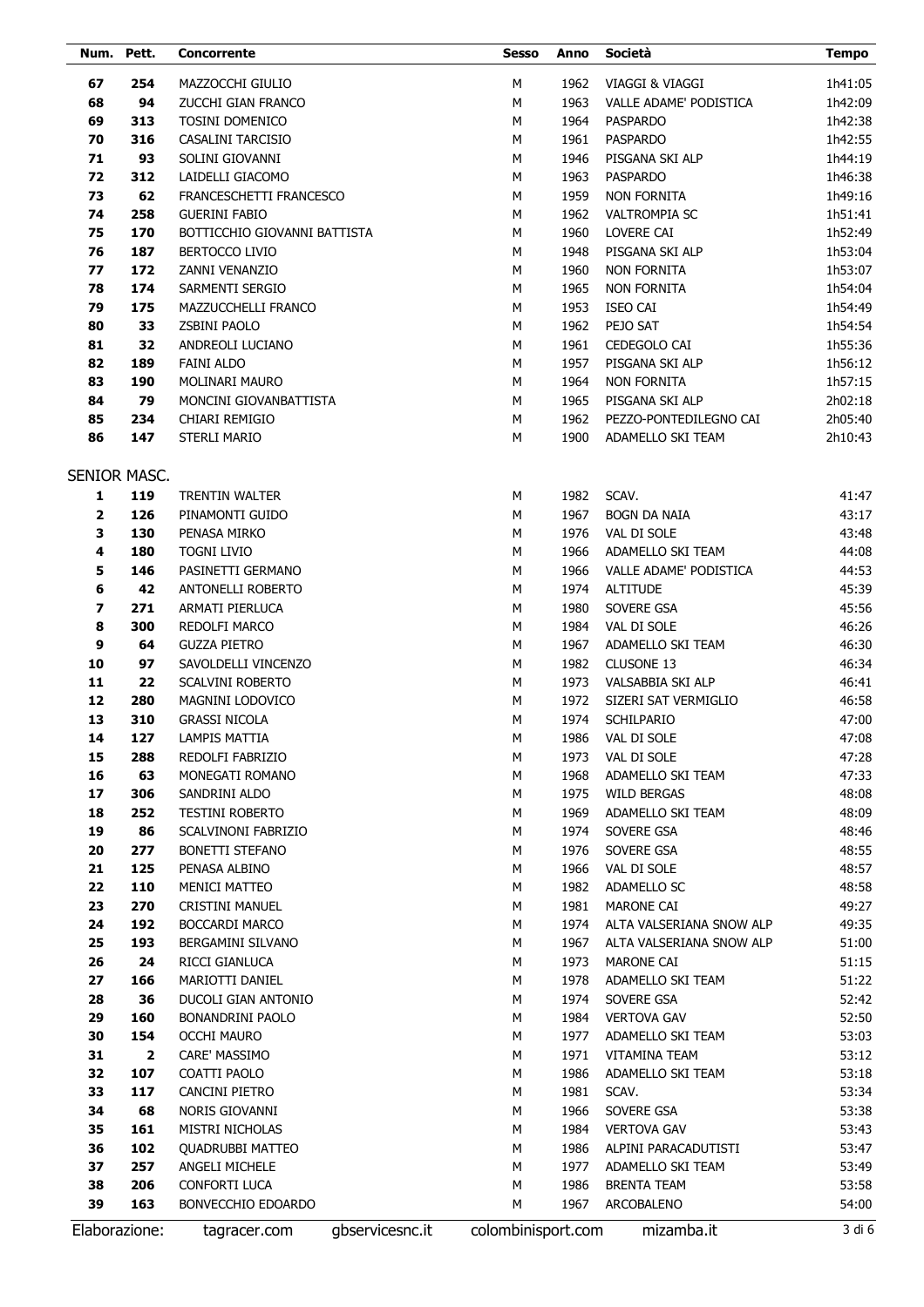| Num. | Pett. | Concorrente | Sesso | Anno | Società | Tempo |
|---|---|---|---|---|---|---|
| **67** | **254** | MAZZOCCHI GIULIO | M | 1962 | VIAGGI & VIAGGI | 1h41:05 |
| **68** | **94** | ZUCCHI GIAN FRANCO | M | 1963 | VALLE ADAME' PODISTICA | 1h42:09 |
| **69** | **313** | TOSINI DOMENICO | M | 1964 | PASPARDO | 1h42:38 |
| **70** | **316** | CASALINI TARCISIO | M | 1961 | PASPARDO | 1h42:55 |
| **71** | **93** | SOLINI GIOVANNI | M | 1946 | PISGANA SKI ALP | 1h44:19 |
| **72** | **312** | LAIDELLI GIACOMO | M | 1963 | PASPARDO | 1h46:38 |
| **73** | **62** | FRANCESCHETTI FRANCESCO | M | 1959 | NON FORNITA | 1h49:16 |
| **74** | **258** | GUERINI FABIO | M | 1962 | VALTROMPIA SC | 1h51:41 |
| **75** | **170** | BOTTICCHIO GIOVANNI BATTISTA | M | 1960 | LOVERE CAI | 1h52:49 |
| **76** | **187** | BERTOCCO LIVIO | M | 1948 | PISGANA SKI ALP | 1h53:04 |
| **77** | **172** | ZANNI VENANZIO | M | 1960 | NON FORNITA | 1h53:07 |
| **78** | **174** | SARMENTI SERGIO | M | 1965 | NON FORNITA | 1h54:04 |
| **79** | **175** | MAZZUCCHELLI FRANCO | M | 1953 | ISEO CAI | 1h54:49 |
| **80** | **33** | ZSBINI PAOLO | M | 1962 | PEJO SAT | 1h54:54 |
| **81** | **32** | ANDREOLI LUCIANO | M | 1961 | CEDEGOLO CAI | 1h55:36 |
| **82** | **189** | FAINI ALDO | M | 1957 | PISGANA SKI ALP | 1h56:12 |
| **83** | **190** | MOLINARI MAURO | M | 1964 | NON FORNITA | 1h57:15 |
| **84** | **79** | MONCINI GIOVANBATTISTA | M | 1965 | PISGANA SKI ALP | 2h02:18 |
| **85** | **234** | CHIARI REMIGIO | M | 1962 | PEZZO-PONTEDILEGNO CAI | 2h05:40 |
| **86** | **147** | STERLI MARIO | M | 1900 | ADAMELLO SKI TEAM | 2h10:43 |

## SENIOR MASC.

| Num. | Pett. | Concorrente | Sesso | Anno | Società | Tempo |
|---|---|---|---|---|---|---|
| **1** | **119** | TRENTIN WALTER | M | 1982 | SCAV. | 41:47 |
| **2** | **126** | PINAMONTI GUIDO | M | 1967 | BOGN DA NAIA | 43:17 |
| **3** | **130** | PENASA MIRKO | M | 1976 | VAL DI SOLE | 43:48 |
| **4** | **180** | TOGNI LIVIO | M | 1966 | ADAMELLO SKI TEAM | 44:08 |
| **5** | **146** | PASINETTI GERMANO | M | 1966 | VALLE ADAME' PODISTICA | 44:53 |
| **6** | **42** | ANTONELLI ROBERTO | M | 1974 | ALTITUDE | 45:39 |
| **7** | **271** | ARMATI PIERLUCA | M | 1980 | SOVERE GSA | 45:56 |
| **8** | **300** | REDOLFI MARCO | M | 1984 | VAL DI SOLE | 46:26 |
| **9** | **64** | GUZZA PIETRO | M | 1967 | ADAMELLO SKI TEAM | 46:30 |
| **10** | **97** | SAVOLDELLI VINCENZO | M | 1982 | CLUSONE 13 | 46:34 |
| **11** | **22** | SCALVINI ROBERTO | M | 1973 | VALSABBIA SKI ALP | 46:41 |
| **12** | **280** | MAGNINI LODOVICO | M | 1972 | SIZERI SAT VERMIGLIO | 46:58 |
| **13** | **310** | GRASSI NICOLA | M | 1974 | SCHILPARIO | 47:00 |
| **14** | **127** | LAMPIS MATTIA | M | 1986 | VAL DI SOLE | 47:08 |
| **15** | **288** | REDOLFI FABRIZIO | M | 1973 | VAL DI SOLE | 47:28 |
| **16** | **63** | MONEGATI ROMANO | M | 1968 | ADAMELLO SKI TEAM | 47:33 |
| **17** | **306** | SANDRINI ALDO | M | 1975 | WILD BERGAS | 48:08 |
| **18** | **252** | TESTINI ROBERTO | M | 1969 | ADAMELLO SKI TEAM | 48:09 |
| **19** | **86** | SCALVINONI FABRIZIO | M | 1974 | SOVERE GSA | 48:46 |
| **20** | **277** | BONETTI STEFANO | M | 1976 | SOVERE GSA | 48:55 |
| **21** | **125** | PENASA ALBINO | M | 1966 | VAL DI SOLE | 48:57 |
| **22** | **110** | MENICI MATTEO | M | 1982 | ADAMELLO SC | 48:58 |
| **23** | **270** | CRISTINI MANUEL | M | 1981 | MARONE CAI | 49:27 |
| **24** | **192** | BOCCARDI MARCO | M | 1974 | ALTA VALSERIANA SNOW ALP | 49:35 |
| **25** | **193** | BERGAMINI SILVANO | M | 1967 | ALTA VALSERIANA SNOW ALP | 51:00 |
| **26** | **24** | RICCI GIANLUCA | M | 1973 | MARONE CAI | 51:15 |
| **27** | **166** | MARIOTTI DANIEL | M | 1978 | ADAMELLO SKI TEAM | 51:22 |
| **28** | **36** | DUCOLI GIAN ANTONIO | M | 1974 | SOVERE GSA | 52:42 |
| **29** | **160** | BONANDRINI PAOLO | M | 1984 | VERTOVA GAV | 52:50 |
| **30** | **154** | OCCHI MAURO | M | 1977 | ADAMELLO SKI TEAM | 53:03 |
| **31** | **2** | CARE' MASSIMO | M | 1971 | VITAMINA TEAM | 53:12 |
| **32** | **107** | COATTI PAOLO | M | 1986 | ADAMELLO SKI TEAM | 53:18 |
| **33** | **117** | CANCINI PIETRO | M | 1981 | SCAV. | 53:34 |
| **34** | **68** | NORIS GIOVANNI | M | 1966 | SOVERE GSA | 53:38 |
| **35** | **161** | MISTRI NICHOLAS | M | 1984 | VERTOVA GAV | 53:43 |
| **36** | **102** | QUADRUBBI MATTEO | M | 1986 | ALPINI PARACADUTISTI | 53:47 |
| **37** | **257** | ANGELI MICHELE | M | 1977 | ADAMELLO SKI TEAM | 53:49 |
| **38** | **206** | CONFORTI LUCA | M | 1986 | BRENTA TEAM | 53:58 |
| **39** | **163** | BONVECCHIO EDOARDO | M | 1967 | ARCOBALENO | 54:00 |

Elaborazione: tagracer.com gbservicesnc.it colombinisport.com mizamba.it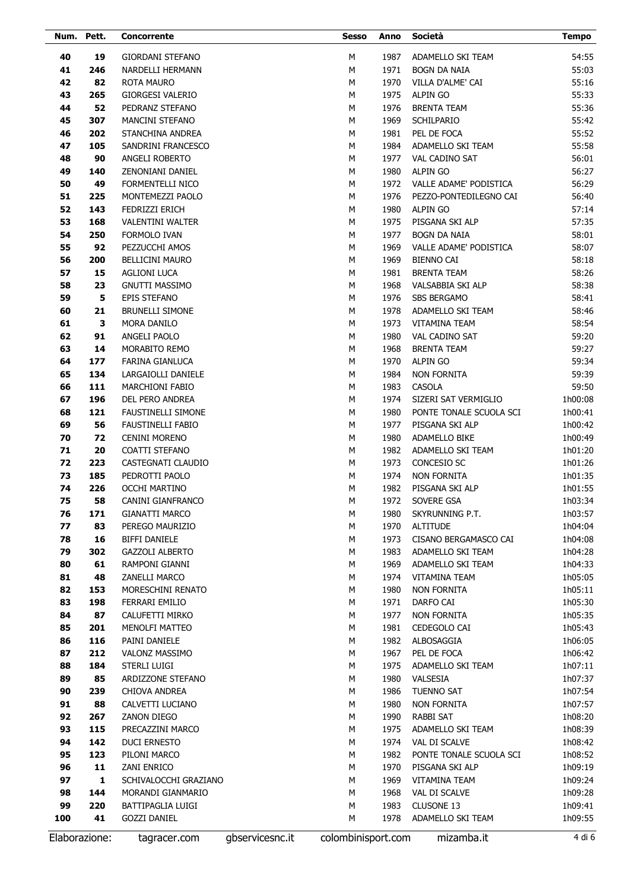| Num. | Pett. | Concorrente | Sesso | Anno | Società | Tempo |
|---|---|---|---|---|---|---|
| 40 | 19 | GIORDANI STEFANO | M | 1987 | ADAMELLO SKI TEAM | 54:55 |
| 41 | 246 | NARDELLI HERMANN | M | 1971 | BOGN DA NAIA | 55:03 |
| 42 | 82 | ROTA MAURO | M | 1970 | VILLA D'ALME' CAI | 55:16 |
| 43 | 265 | GIORGESI VALERIO | M | 1975 | ALPIN GO | 55:33 |
| 44 | 52 | PEDRANZ STEFANO | M | 1976 | BRENTA TEAM | 55:36 |
| 45 | 307 | MANCINI STEFANO | M | 1969 | SCHILPARIO | 55:42 |
| 46 | 202 | STANCHINA ANDREA | M | 1981 | PEL DE FOCA | 55:52 |
| 47 | 105 | SANDRINI FRANCESCO | M | 1984 | ADAMELLO SKI TEAM | 55:58 |
| 48 | 90 | ANGELI ROBERTO | M | 1977 | VAL CADINO SAT | 56:01 |
| 49 | 140 | ZENONIANI DANIEL | M | 1980 | ALPIN GO | 56:27 |
| 50 | 49 | FORMENTELLI NICO | M | 1972 | VALLE ADAME' PODISTICA | 56:29 |
| 51 | 225 | MONTEMEZZI PAOLO | M | 1976 | PEZZO-PONTEDILEGNO CAI | 56:40 |
| 52 | 143 | FEDRIZZI ERICH | M | 1980 | ALPIN GO | 57:14 |
| 53 | 168 | VALENTINI WALTER | M | 1975 | PISGANA SKI ALP | 57:35 |
| 54 | 250 | FORMOLO IVAN | M | 1977 | BOGN DA NAIA | 58:01 |
| 55 | 92 | PEZZUCCHI AMOS | M | 1969 | VALLE ADAME' PODISTICA | 58:07 |
| 56 | 200 | BELLICINI MAURO | M | 1969 | BIENNO CAI | 58:18 |
| 57 | 15 | AGLIONI LUCA | M | 1981 | BRENTA TEAM | 58:26 |
| 58 | 23 | GNUTTI MASSIMO | M | 1968 | VALSABBIA SKI ALP | 58:38 |
| 59 | 5 | EPIS STEFANO | M | 1976 | SBS BERGAMO | 58:41 |
| 60 | 21 | BRUNELLI SIMONE | M | 1978 | ADAMELLO SKI TEAM | 58:46 |
| 61 | 3 | MORA DANILO | M | 1973 | VITAMINA TEAM | 58:54 |
| 62 | 91 | ANGELI PAOLO | M | 1980 | VAL CADINO SAT | 59:20 |
| 63 | 14 | MORABITO REMO | M | 1968 | BRENTA TEAM | 59:27 |
| 64 | 177 | FARINA GIANLUCA | M | 1970 | ALPIN GO | 59:34 |
| 65 | 134 | LARGAIOLLI DANIELE | M | 1984 | NON FORNITA | 59:39 |
| 66 | 111 | MARCHIONI FABIO | M | 1983 | CASOLA | 59:50 |
| 67 | 196 | DEL PERO ANDREA | M | 1974 | SIZERI SAT VERMIGLIO | 1h00:08 |
| 68 | 121 | FAUSTINELLI SIMONE | M | 1980 | PONTE TONALE SCUOLA SCI | 1h00:41 |
| 69 | 56 | FAUSTINELLI FABIO | M | 1977 | PISGANA SKI ALP | 1h00:42 |
| 70 | 72 | CENINI MORENO | M | 1980 | ADAMELLO BIKE | 1h00:49 |
| 71 | 20 | COATTI STEFANO | M | 1982 | ADAMELLO SKI TEAM | 1h01:20 |
| 72 | 223 | CASTEGNATI CLAUDIO | M | 1973 | CONCESIO SC | 1h01:26 |
| 73 | 185 | PEDROTTI PAOLO | M | 1974 | NON FORNITA | 1h01:35 |
| 74 | 226 | OCCHI MARTINO | M | 1982 | PISGANA SKI ALP | 1h01:55 |
| 75 | 58 | CANINI GIANFRANCO | M | 1972 | SOVERE GSA | 1h03:34 |
| 76 | 171 | GIANATTI MARCO | M | 1980 | SKYRUNNING P.T. | 1h03:57 |
| 77 | 83 | PEREGO MAURIZIO | M | 1970 | ALTITUDE | 1h04:04 |
| 78 | 16 | BIFFI DANIELE | M | 1973 | CISANO BERGAMASCO CAI | 1h04:08 |
| 79 | 302 | GAZZOLI ALBERTO | M | 1983 | ADAMELLO SKI TEAM | 1h04:28 |
| 80 | 61 | RAMPONI GIANNI | M | 1969 | ADAMELLO SKI TEAM | 1h04:33 |
| 81 | 48 | ZANELLI MARCO | M | 1974 | VITAMINA TEAM | 1h05:05 |
| 82 | 153 | MORESCHINI RENATO | M | 1980 | NON FORNITA | 1h05:11 |
| 83 | 198 | FERRARI EMILIO | M | 1971 | DARFO CAI | 1h05:30 |
| 84 | 87 | CALUFETTI MIRKO | M | 1977 | NON FORNITA | 1h05:35 |
| 85 | 201 | MENOLFI MATTEO | M | 1981 | CEDEGOLO CAI | 1h05:43 |
| 86 | 116 | PAINI DANIELE | M | 1982 | ALBOSAGGIA | 1h06:05 |
| 87 | 212 | VALONZ MASSIMO | M | 1967 | PEL DE FOCA | 1h06:42 |
| 88 | 184 | STERLI LUIGI | M | 1975 | ADAMELLO SKI TEAM | 1h07:11 |
| 89 | 85 | ARDIZZONE STEFANO | M | 1980 | VALSESIA | 1h07:37 |
| 90 | 239 | CHIOVA ANDREA | M | 1986 | TUENNO SAT | 1h07:54 |
| 91 | 88 | CALVETTI LUCIANO | M | 1980 | NON FORNITA | 1h07:57 |
| 92 | 267 | ZANON DIEGO | M | 1990 | RABBI SAT | 1h08:20 |
| 93 | 115 | PRECAZZINI MARCO | M | 1975 | ADAMELLO SKI TEAM | 1h08:39 |
| 94 | 142 | DUCI ERNESTO | M | 1974 | VAL DI SCALVE | 1h08:42 |
| 95 | 123 | PILONI MARCO | M | 1982 | PONTE TONALE SCUOLA SCI | 1h08:52 |
| 96 | 11 | ZANI ENRICO | M | 1970 | PISGANA SKI ALP | 1h09:19 |
| 97 | 1 | SCHIVALOCCHI GRAZIANO | M | 1969 | VITAMINA TEAM | 1h09:24 |
| 98 | 144 | MORANDI GIANMARIO | M | 1968 | VAL DI SCALVE | 1h09:28 |
| 99 | 220 | BATTIPAGLIA LUIGI | M | 1983 | CLUSONE 13 | 1h09:41 |
| 100 | 41 | GOZZI DANIEL | M | 1978 | ADAMELLO SKI TEAM | 1h09:55 |

Elaborazione: tagracer.com gbservicesnc.it colombinisport.com mizamba.it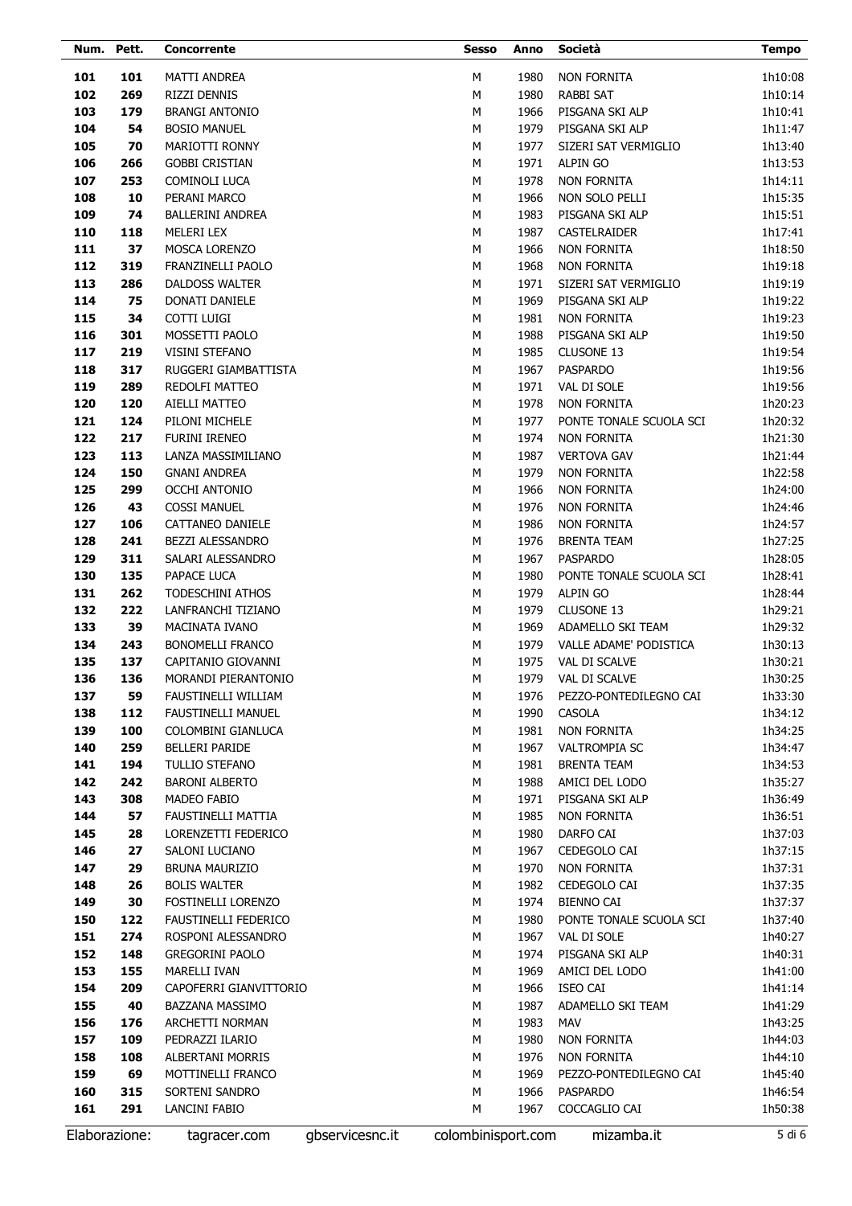| Num. | Pett. | Concorrente | Sesso | Anno | Società | Tempo |
|---|---|---|---|---|---|---|
| 101 | 101 | MATTI ANDREA | M | 1980 | NON FORNITA | 1h10:08 |
| 102 | 269 | RIZZI DENNIS | M | 1980 | RABBI SAT | 1h10:14 |
| 103 | 179 | BRANGI ANTONIO | M | 1966 | PISGANA SKI ALP | 1h10:41 |
| 104 | 54 | BOSIO MANUEL | M | 1979 | PISGANA SKI ALP | 1h11:47 |
| 105 | 70 | MARIOTTI RONNY | M | 1977 | SIZERI SAT VERMIGLIO | 1h13:40 |
| 106 | 266 | GOBBI CRISTIAN | M | 1971 | ALPIN GO | 1h13:53 |
| 107 | 253 | COMINOLI LUCA | M | 1978 | NON FORNITA | 1h14:11 |
| 108 | 10 | PERANI MARCO | M | 1966 | NON SOLO PELLI | 1h15:35 |
| 109 | 74 | BALLERINI ANDREA | M | 1983 | PISGANA SKI ALP | 1h15:51 |
| 110 | 118 | MELERI LEX | M | 1987 | CASTELRAIDER | 1h17:41 |
| 111 | 37 | MOSCA LORENZO | M | 1966 | NON FORNITA | 1h18:50 |
| 112 | 319 | FRANZINELLI PAOLO | M | 1968 | NON FORNITA | 1h19:18 |
| 113 | 286 | DALDOSS WALTER | M | 1971 | SIZERI SAT VERMIGLIO | 1h19:19 |
| 114 | 75 | DONATI DANIELE | M | 1969 | PISGANA SKI ALP | 1h19:22 |
| 115 | 34 | COTTI LUIGI | M | 1981 | NON FORNITA | 1h19:23 |
| 116 | 301 | MOSSETTI PAOLO | M | 1988 | PISGANA SKI ALP | 1h19:50 |
| 117 | 219 | VISINI STEFANO | M | 1985 | CLUSONE 13 | 1h19:54 |
| 118 | 317 | RUGGERI GIAMBATTISTA | M | 1967 | PASPARDO | 1h19:56 |
| 119 | 289 | REDOLFI MATTEO | M | 1971 | VAL DI SOLE | 1h19:56 |
| 120 | 120 | AIELLI MATTEO | M | 1978 | NON FORNITA | 1h20:23 |
| 121 | 124 | PILONI MICHELE | M | 1977 | PONTE TONALE SCUOLA SCI | 1h20:32 |
| 122 | 217 | FURINI IRENEO | M | 1974 | NON FORNITA | 1h21:30 |
| 123 | 113 | LANZA MASSIMILIANO | M | 1987 | VERTOVA GAV | 1h21:44 |
| 124 | 150 | GNANI ANDREA | M | 1979 | NON FORNITA | 1h22:58 |
| 125 | 299 | OCCHI ANTONIO | M | 1966 | NON FORNITA | 1h24:00 |
| 126 | 43 | COSSI MANUEL | M | 1976 | NON FORNITA | 1h24:46 |
| 127 | 106 | CATTANEO DANIELE | M | 1986 | NON FORNITA | 1h24:57 |
| 128 | 241 | BEZZI ALESSANDRO | M | 1976 | BRENTA TEAM | 1h27:25 |
| 129 | 311 | SALARI ALESSANDRO | M | 1967 | PASPARDO | 1h28:05 |
| 130 | 135 | PAPACE LUCA | M | 1980 | PONTE TONALE SCUOLA SCI | 1h28:41 |
| 131 | 262 | TODESCHINI ATHOS | M | 1979 | ALPIN GO | 1h28:44 |
| 132 | 222 | LANFRANCHI TIZIANO | M | 1979 | CLUSONE 13 | 1h29:21 |
| 133 | 39 | MACINATA IVANO | M | 1969 | ADAMELLO SKI TEAM | 1h29:32 |
| 134 | 243 | BONOMELLI FRANCO | M | 1979 | VALLE ADAME' PODISTICA | 1h30:13 |
| 135 | 137 | CAPITANIO GIOVANNI | M | 1975 | VAL DI SCALVE | 1h30:21 |
| 136 | 136 | MORANDI PIERANTONIO | M | 1979 | VAL DI SCALVE | 1h30:25 |
| 137 | 59 | FAUSTINELLI WILLIAM | M | 1976 | PEZZO-PONTEDILEGNO CAI | 1h33:30 |
| 138 | 112 | FAUSTINELLI MANUEL | M | 1990 | CASOLA | 1h34:12 |
| 139 | 100 | COLOMBINI GIANLUCA | M | 1981 | NON FORNITA | 1h34:25 |
| 140 | 259 | BELLERI PARIDE | M | 1967 | VALTROMPIA SC | 1h34:47 |
| 141 | 194 | TULLIO STEFANO | M | 1981 | BRENTA TEAM | 1h34:53 |
| 142 | 242 | BARONI ALBERTO | M | 1988 | AMICI DEL LODO | 1h35:27 |
| 143 | 308 | MADEO FABIO | M | 1971 | PISGANA SKI ALP | 1h36:49 |
| 144 | 57 | FAUSTINELLI MATTIA | M | 1985 | NON FORNITA | 1h36:51 |
| 145 | 28 | LORENZETTI FEDERICO | M | 1980 | DARFO CAI | 1h37:03 |
| 146 | 27 | SALONI LUCIANO | M | 1967 | CEDEGOLO CAI | 1h37:15 |
| 147 | 29 | BRUNA MAURIZIO | M | 1970 | NON FORNITA | 1h37:31 |
| 148 | 26 | BOLIS WALTER | M | 1982 | CEDEGOLO CAI | 1h37:35 |
| 149 | 30 | FOSTINELLI LORENZO | M | 1974 | BIENNO CAI | 1h37:37 |
| 150 | 122 | FAUSTINELLI FEDERICO | M | 1980 | PONTE TONALE SCUOLA SCI | 1h37:40 |
| 151 | 274 | ROSPONI ALESSANDRO | M | 1967 | VAL DI SOLE | 1h40:27 |
| 152 | 148 | GREGORINI PAOLO | M | 1974 | PISGANA SKI ALP | 1h40:31 |
| 153 | 155 | MARELLI IVAN | M | 1969 | AMICI DEL LODO | 1h41:00 |
| 154 | 209 | CAPOFERRI GIANVITTORIO | M | 1966 | ISEO CAI | 1h41:14 |
| 155 | 40 | BAZZANA MASSIMO | M | 1987 | ADAMELLO SKI TEAM | 1h41:29 |
| 156 | 176 | ARCHETTI NORMAN | M | 1983 | MAV | 1h43:25 |
| 157 | 109 | PEDRAZZI ILARIO | M | 1980 | NON FORNITA | 1h44:03 |
| 158 | 108 | ALBERTANI MORRIS | M | 1976 | NON FORNITA | 1h44:10 |
| 159 | 69 | MOTTINELLI FRANCO | M | 1969 | PEZZO-PONTEDILEGNO CAI | 1h45:40 |
| 160 | 315 | SORTENI SANDRO | M | 1966 | PASPARDO | 1h46:54 |
| 161 | 291 | LANCINI FABIO | M | 1967 | COCCAGLIO CAI | 1h50:38 |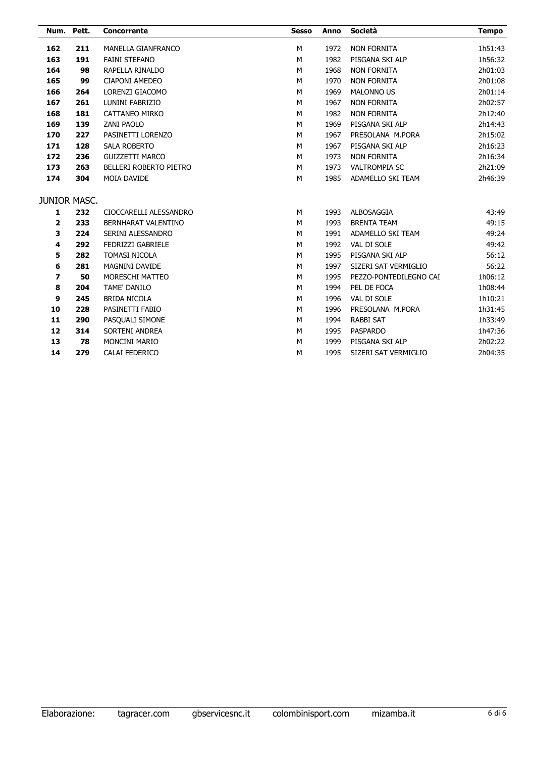| Num. | Pett. | Concorrente | Sesso | Anno | Società | Tempo |
|---|---|---|---|---|---|---|
| **162** | **211** | MANELLA GIANFRANCO | M | 1972 | NON FORNITA | 1h51:43 |
| **163** | **191** | FAINI STEFANO | M | 1982 | PISGANA SKI ALP | 1h56:32 |
| **164** | **98** | RAPELLA RINALDO | M | 1968 | NON FORNITA | 2h01:03 |
| **165** | **99** | CIAPONI AMEDEO | M | 1970 | NON FORNITA | 2h01:08 |
| **166** | **264** | LORENZI GIACOMO | M | 1969 | MALONNO US | 2h01:14 |
| **167** | **261** | LUNINI FABRIZIO | M | 1967 | NON FORNITA | 2h02:57 |
| **168** | **181** | CATTANEO MIRKO | M | 1982 | NON FORNITA | 2h12:40 |
| **169** | **139** | ZANI PAOLO | M | 1969 | PISGANA SKI ALP | 2h14:43 |
| **170** | **227** | PASINETTI LORENZO | M | 1967 | PRESOLANA M.PORA | 2h15:02 |
| **171** | **128** | SALA ROBERTO | M | 1967 | PISGANA SKI ALP | 2h16:23 |
| **172** | **236** | GUIZZETTI MARCO | M | 1973 | NON FORNITA | 2h16:34 |
| **173** | **263** | BELLERI ROBERTO PIETRO | M | 1973 | VALTROMPIA SC | 2h21:09 |
| **174** | **304** | MOIA DAVIDE | M | 1985 | ADAMELLO SKI TEAM | 2h46:39 |

JUNIOR MASC.

| Num. | Pett. | Concorrente | Sesso | Anno | Società | Tempo |
|---|---|---|---|---|---|---|
| **1** | **232** | CIOCCARELLI ALESSANDRO | M | 1993 | ALBOSAGGIA | 43:49 |
| **2** | **233** | BERNHARAT VALENTINO | M | 1993 | BRENTA TEAM | 49:15 |
| **3** | **224** | SERINI ALESSANDRO | M | 1991 | ADAMELLO SKI TEAM | 49:24 |
| **4** | **292** | FEDRIZZI GABRIELE | M | 1992 | VAL DI SOLE | 49:42 |
| **5** | **282** | TOMASI NICOLA | M | 1995 | PISGANA SKI ALP | 56:12 |
| **6** | **281** | MAGNINI DAVIDE | M | 1997 | SIZERI SAT VERMIGLIO | 56:22 |
| **7** | **50** | MORESCHI MATTEO | M | 1995 | PEZZO-PONTEDILEGNO CAI | 1h06:12 |
| **8** | **204** | TAME' DANILO | M | 1994 | PEL DE FOCA | 1h08:44 |
| **9** | **245** | BRIDA NICOLA | M | 1996 | VAL DI SOLE | 1h10:21 |
| **10** | **228** | PASINETTI FABIO | M | 1996 | PRESOLANA M.PORA | 1h31:45 |
| **11** | **290** | PASQUALI SIMONE | M | 1994 | RABBI SAT | 1h33:49 |
| **12** | **314** | SORTENI ANDREA | M | 1995 | PASPARDO | 1h47:36 |
| **13** | **78** | MONCINI MARIO | M | 1999 | PISGANA SKI ALP | 2h02:22 |
| **14** | **279** | CALAI FEDERICO | M | 1995 | SIZERI SAT VERMIGLIO | 2h04:35 |

Elaborazione: tagracer.com gbservicesnc.it colombinisport.com mizamba.it